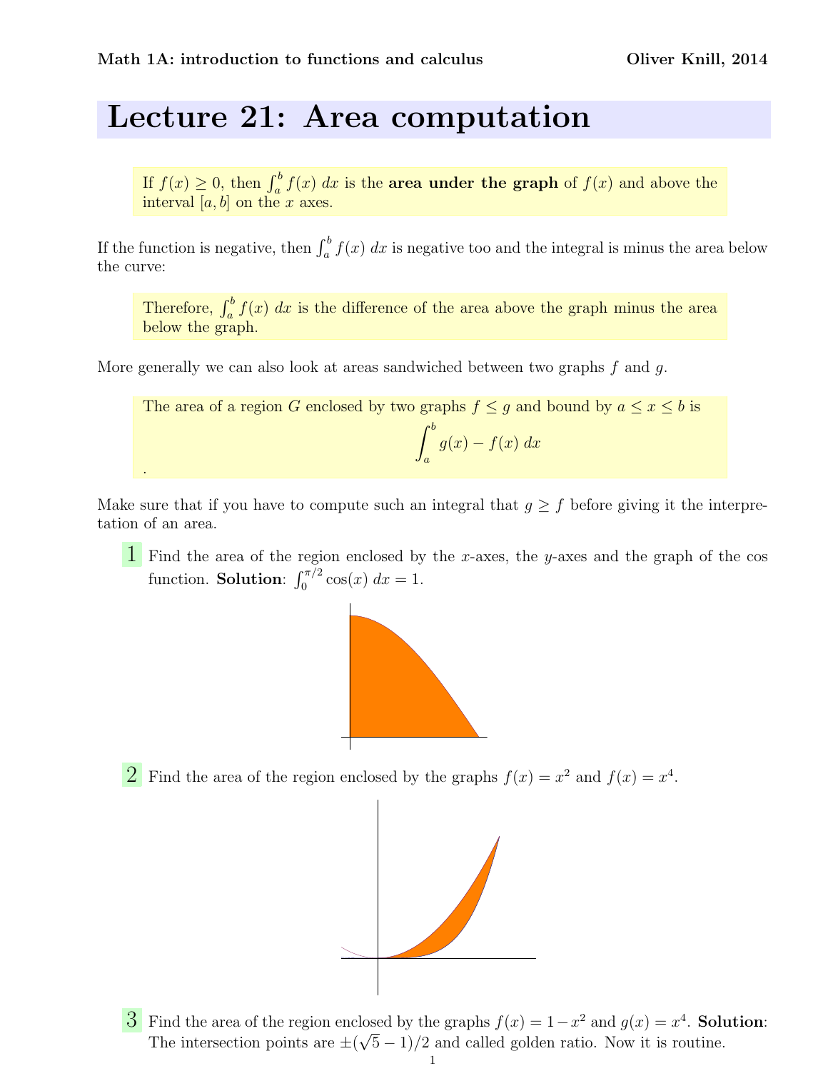# Lecture 21: Area computation

If $f(x) \geq 0$, then $\int_a^b f(x)\, dx$ is the **area under the graph** of $f(x)$ and above the interval $[a, b]$ on the $x$ axes.

If the function is negative, then $\int_a^b f(x)\, dx$ is negative too and the integral is minus the area below the curve:

Therefore, $\int_a^b f(x)\, dx$ is the difference of the area above the graph minus the area below the graph.

More generally we can also look at areas sandwiched between two graphs $f$ and $g$.

The area of a region $G$ enclosed by two graphs $f \leq g$ and bound by $a \leq x \leq b$ is

$$\int_a^b g(x) - f(x)\, dx$$

.

Make sure that if you have to compute such an integral that $g \geq f$ before giving it the interpretation of an area.

**1** Find the area of the region enclosed by the $x$-axes, the $y$-axes and the graph of the cos function. **Solution**: $\int_0^{\pi/2} \cos(x)\, dx = 1$.

**2** Find the area of the region enclosed by the graphs $f(x) = x^2$ and $f(x) = x^4$.

**3** Find the area of the region enclosed by the graphs $f(x) = 1 - x^2$ and $g(x) = x^4$. **Solution**: The intersection points are $\pm(\sqrt{5} - 1)/2$ and called golden ratio. Now it is routine.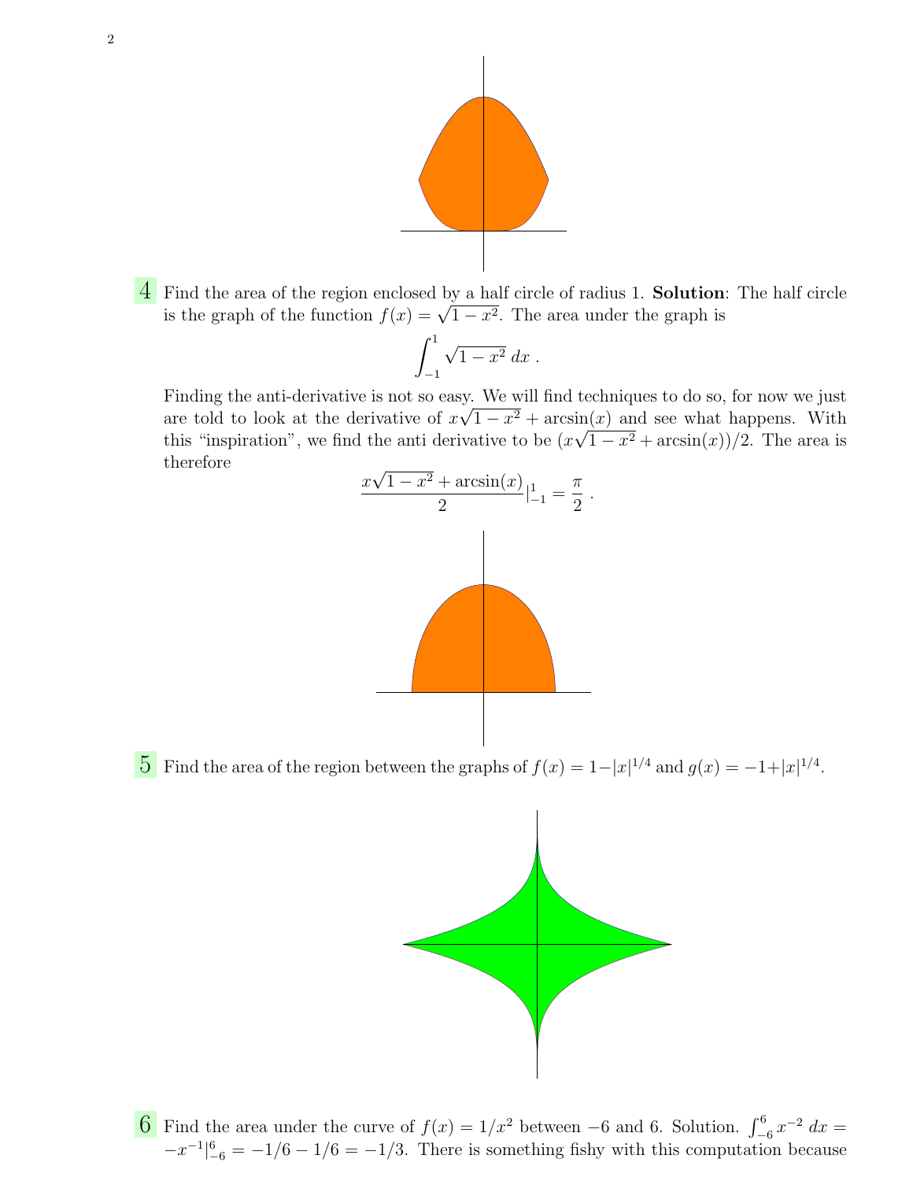**4** Find the area of the region enclosed by a half circle of radius 1. **Solution**: The half circle is the graph of the function $f(x) = \sqrt{1-x^2}$. The area under the graph is

$$\int_{-1}^{1} \sqrt{1-x^2}\, dx \, .$$

Finding the anti-derivative is not so easy. We will find techniques to do so, for now we just are told to look at the derivative of $x\sqrt{1-x^2} + \arcsin(x)$ and see what happens. With this "inspiration", we find the anti derivative to be $(x\sqrt{1-x^2} + \arcsin(x))/2$. The area is therefore

$$\frac{x\sqrt{1-x^2} + \arcsin(x)}{2}|_{-1}^{1} = \frac{\pi}{2} \, .$$

**5** Find the area of the region between the graphs of $f(x) = 1-|x|^{1/4}$ and $g(x) = -1+|x|^{1/4}$.

**6** Find the area under the curve of $f(x) = 1/x^2$ between $-6$ and 6. Solution. $\int_{-6}^{6} x^{-2}\, dx = -x^{-1}|_{-6}^{6} = -1/6 - 1/6 = -1/3$. There is something fishy with this computation because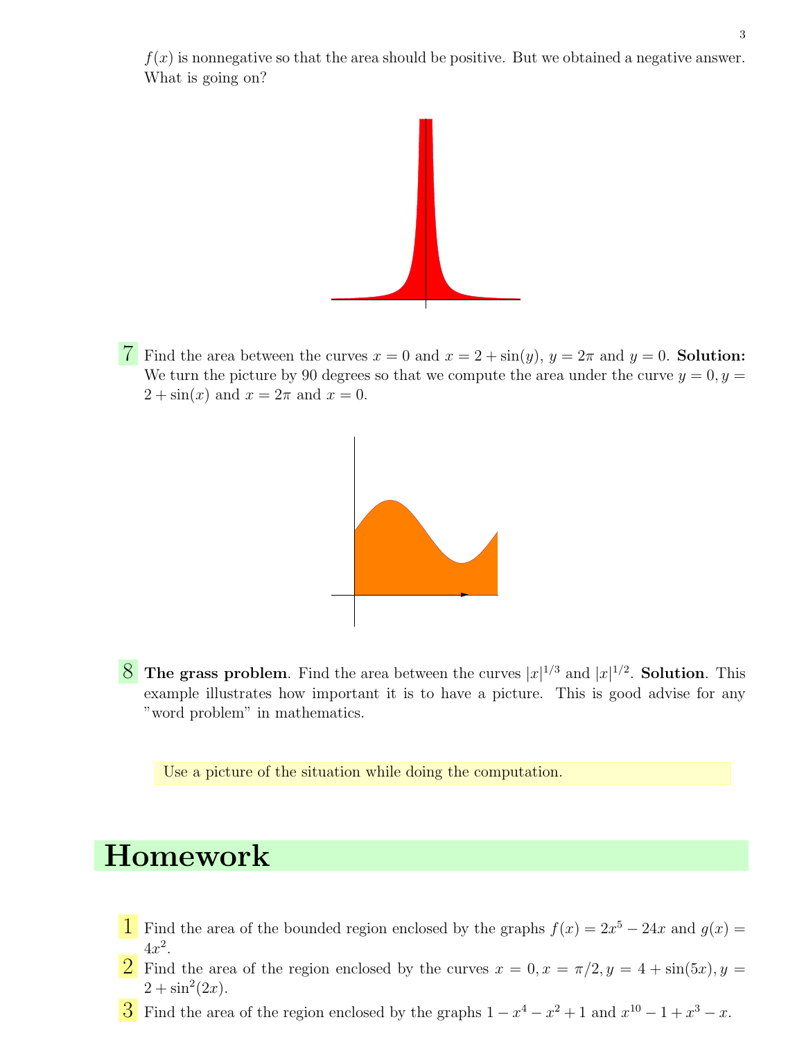$f(x)$ is nonnegative so that the area should be positive. But we obtained a negative answer. What is going on?

7 Find the area between the curves $x = 0$ and $x = 2 + \sin(y)$, $y = 2\pi$ and $y = 0$. **Solution:** We turn the picture by 90 degrees so that we compute the area under the curve $y = 0, y = 2 + \sin(x)$ and $x = 2\pi$ and $x = 0$.

8 **The grass problem**. Find the area between the curves $|x|^{1/3}$ and $|x|^{1/2}$. **Solution**. This example illustrates how important it is to have a picture. This is good advise for any "word problem" in mathematics.

Use a picture of the situation while doing the computation.

# Homework

1 Find the area of the bounded region enclosed by the graphs $f(x) = 2x^5 - 24x$ and $g(x) = 4x^2$.

2 Find the area of the region enclosed by the curves $x = 0, x = \pi/2, y = 4 + \sin(5x), y = 2 + \sin^2(2x)$.

3 Find the area of the region enclosed by the graphs $1 - x^4 - x^2 + 1$ and $x^{10} - 1 + x^3 - x$.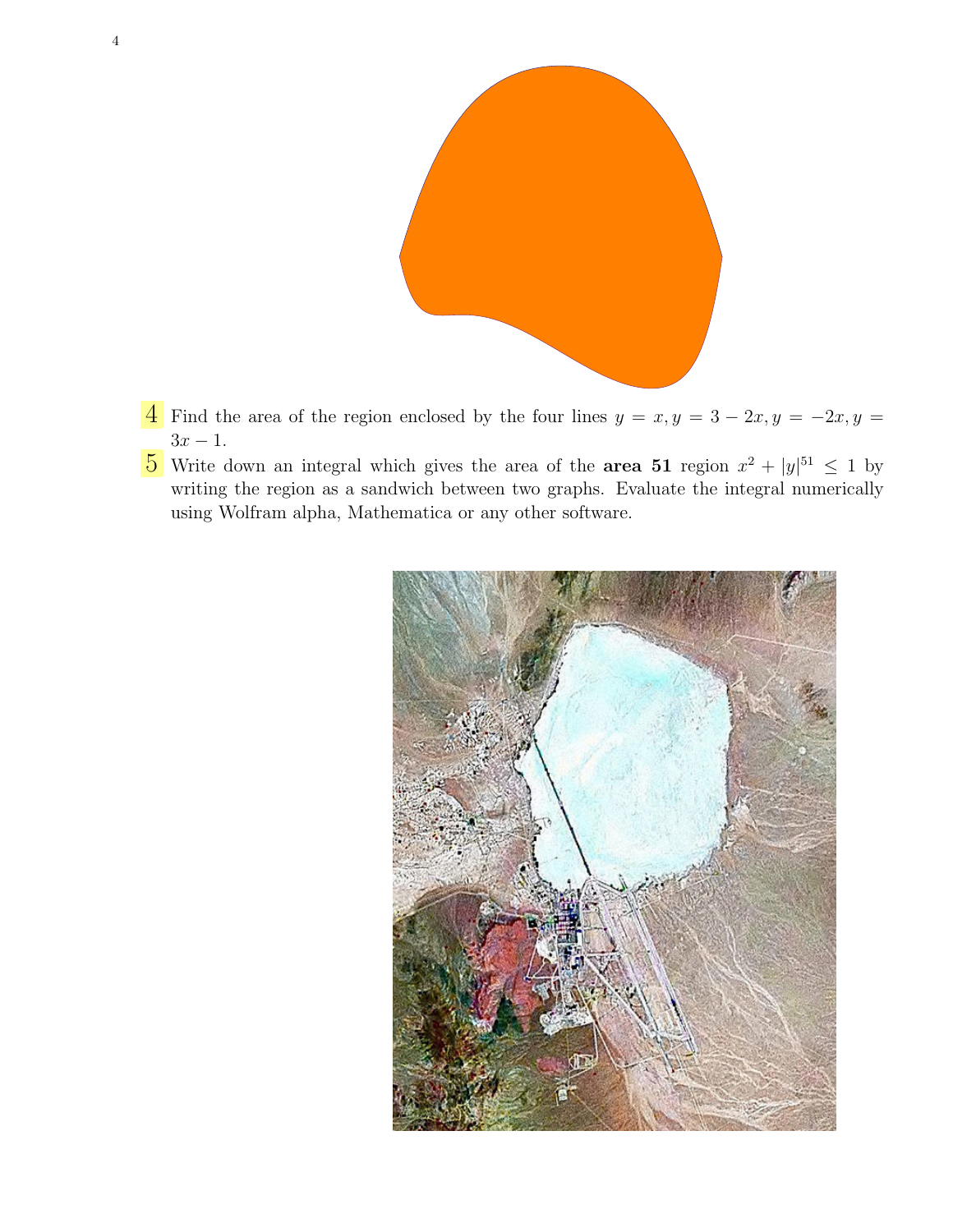4 Find the area of the region enclosed by the four lines $y = x, y = 3 - 2x, y = -2x, y = 3x - 1$.

5 Write down an integral which gives the area of the **area 51** region $x^2 + |y|^{51} \leq 1$ by writing the region as a sandwich between two graphs. Evaluate the integral numerically using Wolfram alpha, Mathematica or any other software.